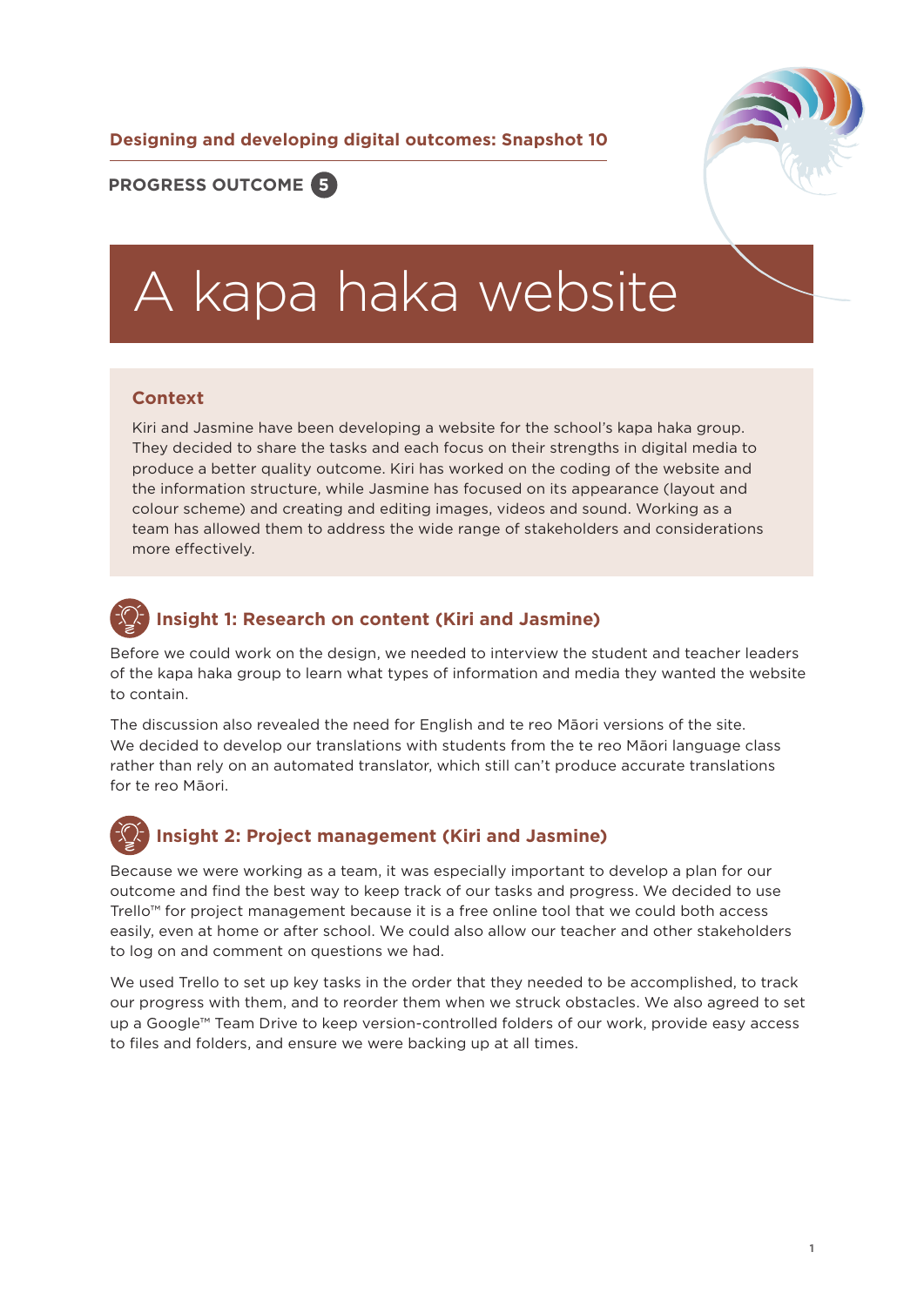**Designing and developing digital outcomes: Snapshot 10**

**PROGRESS OUTCOME 5**

# A kapa haka website

## Context

Kiri and Jasmine have been developing a website for the school's kapa haka group. They decided to share the tasks and each focus on their strengths in digital media to produce a better quality outcome. Kiri has worked on the coding of the website and the information structure, while Jasmine has focused on its appearance (layout and colour scheme) and creating and editing images, videos and sound. Working as a team has allowed them to address the wide range of stakeholders and considerations more effectively.

## Insight 1: Research on content (Kiri and Jasmine)

Before we could work on the design, we needed to interview the student and teacher leaders of the kapa haka group to learn what types of information and media they wanted the website to contain.

The discussion also revealed the need for English and te reo Māori versions of the site. We decided to develop our translations with students from the te reo Māori language class rather than rely on an automated translator, which still can't produce accurate translations for te reo Māori.

## Insight 2: Project management (Kiri and Jasmine)

Because we were working as a team, it was especially important to develop a plan for our outcome and find the best way to keep track of our tasks and progress. We decided to use Trello™ for project management because it is a free online tool that we could both access easily, even at home or after school. We could also allow our teacher and other stakeholders to log on and comment on questions we had.

We used Trello to set up key tasks in the order that they needed to be accomplished, to track our progress with them, and to reorder them when we struck obstacles. We also agreed to set up a Google™ Team Drive to keep version-controlled folders of our work, provide easy access to files and folders, and ensure we were backing up at all times.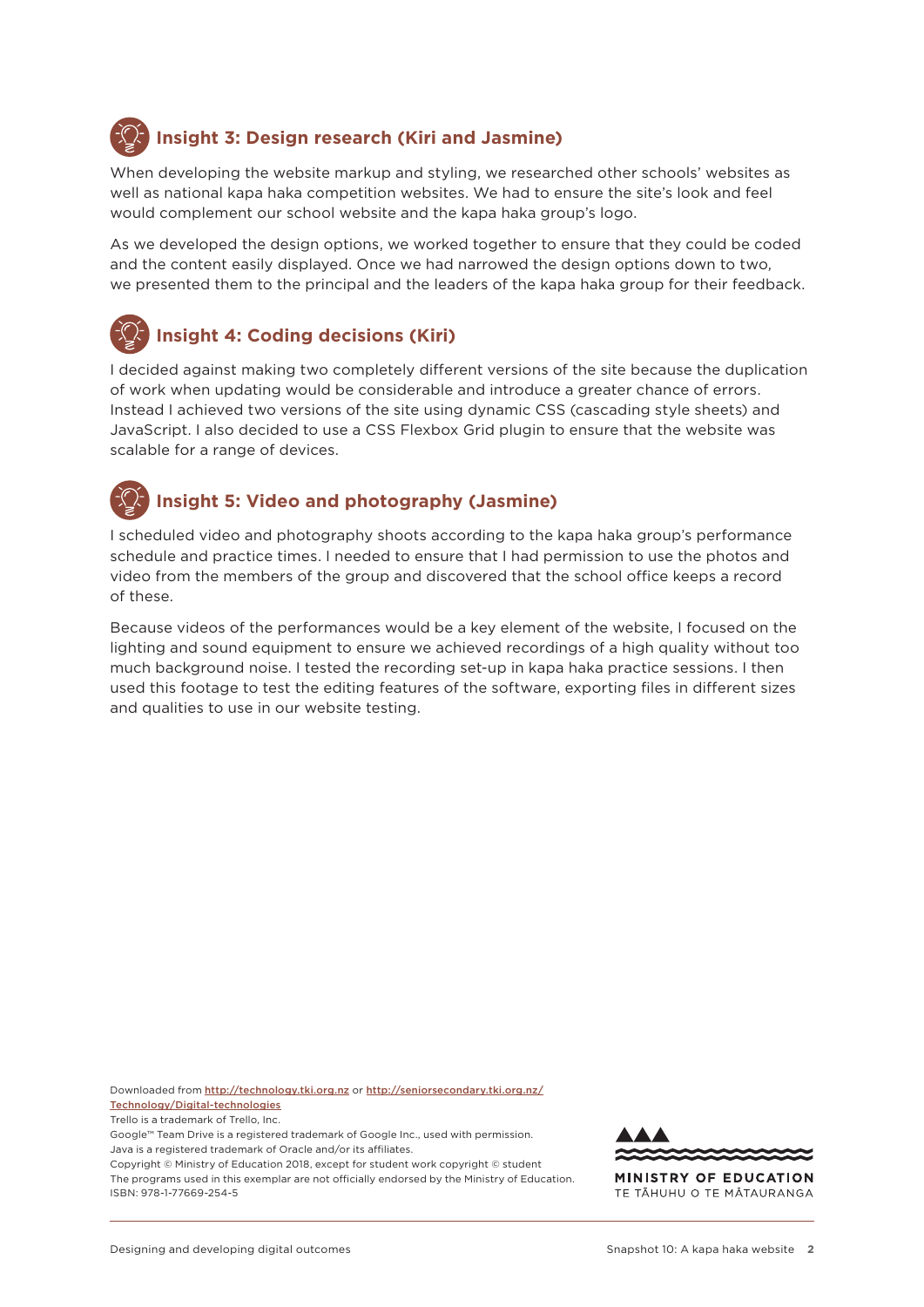## Insight 3: Design research (Kiri and Jasmine)

When developing the website markup and styling, we researched other schools' websites as well as national kapa haka competition websites. We had to ensure the site's look and feel would complement our school website and the kapa haka group's logo.

As we developed the design options, we worked together to ensure that they could be coded and the content easily displayed. Once we had narrowed the design options down to two, we presented them to the principal and the leaders of the kapa haka group for their feedback.

## Insight 4: Coding decisions (Kiri)

I decided against making two completely different versions of the site because the duplication of work when updating would be considerable and introduce a greater chance of errors. Instead I achieved two versions of the site using dynamic CSS (cascading style sheets) and JavaScript. I also decided to use a CSS Flexbox Grid plugin to ensure that the website was scalable for a range of devices.

## Insight 5: Video and photography (Jasmine)

I scheduled video and photography shoots according to the kapa haka group's performance schedule and practice times. I needed to ensure that I had permission to use the photos and video from the members of the group and discovered that the school office keeps a record of these.

Because videos of the performances would be a key element of the website, I focused on the lighting and sound equipment to ensure we achieved recordings of a high quality without too much background noise. I tested the recording set-up in kapa haka practice sessions. I then used this footage to test the editing features of the software, exporting files in different sizes and qualities to use in our website testing.

Downloaded from http://technology.tki.org.nz or http://seniorsecondary.tki.org.nz/Technology/Digital-technologies
Trello is a trademark of Trello, Inc.
Google™ Team Drive is a registered trademark of Google Inc., used with permission.
Java is a registered trademark of Oracle and/or its affiliates.
Copyright © Ministry of Education 2018, except for student work copyright © student
The programs used in this exemplar are not officially endorsed by the Ministry of Education.
ISBN: 978-1-77669-254-5

MINISTRY OF EDUCATION
TE TĀHUHU O TE MĀTAURANGA